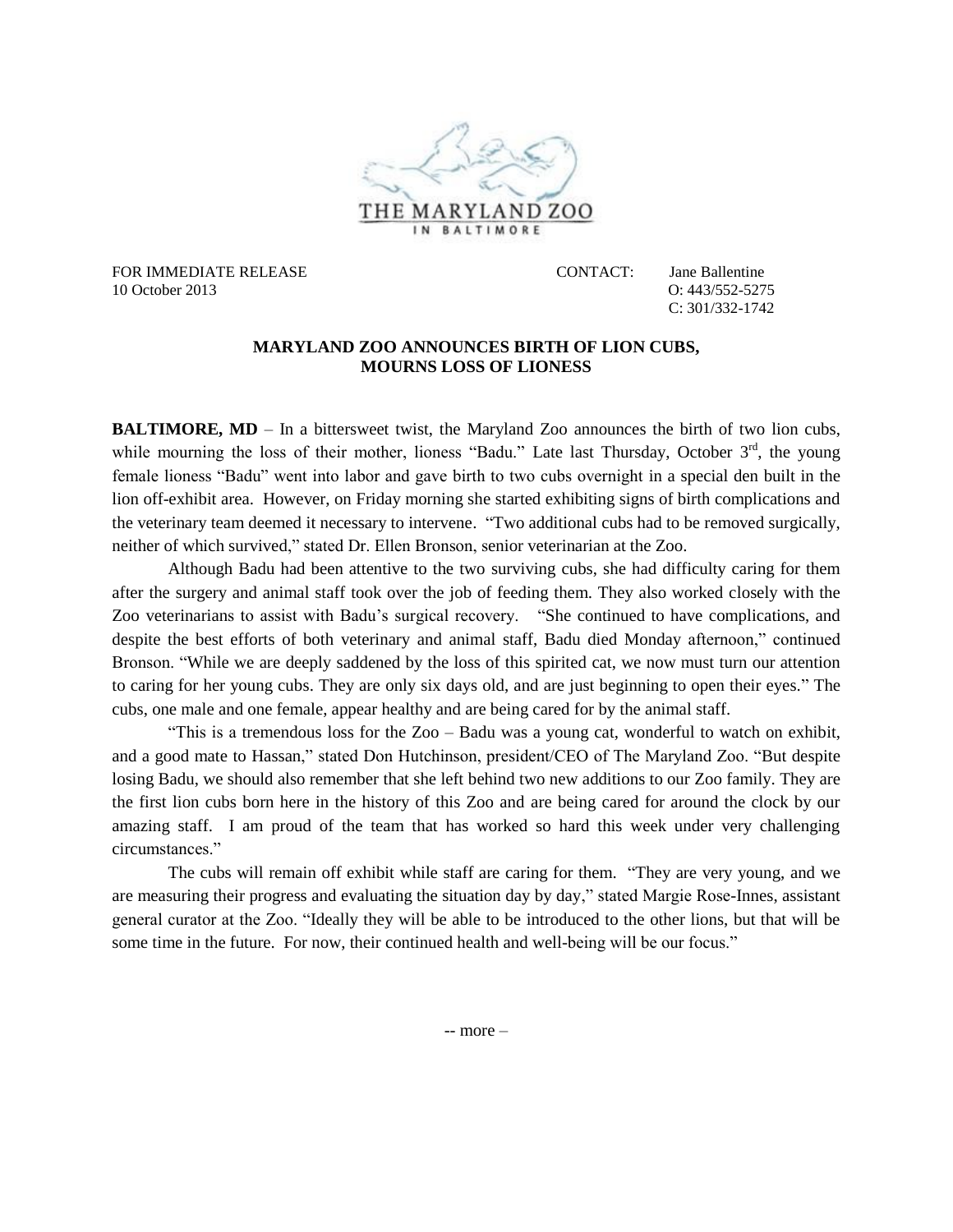THE MARYLAND ZOO
IN BALTIMORE

FOR IMMEDIATE RELEASE
10 October 2013

CONTACT: Jane Ballentine
O: 443/552-5275
C: 301/332-1742

## MARYLAND ZOO ANNOUNCES BIRTH OF LION CUBS, MOURNS LOSS OF LIONESS

**BALTIMORE, MD** – In a bittersweet twist, the Maryland Zoo announces the birth of two lion cubs, while mourning the loss of their mother, lioness "Badu." Late last Thursday, October 3rd, the young female lioness "Badu" went into labor and gave birth to two cubs overnight in a special den built in the lion off-exhibit area. However, on Friday morning she started exhibiting signs of birth complications and the veterinary team deemed it necessary to intervene. "Two additional cubs had to be removed surgically, neither of which survived," stated Dr. Ellen Bronson, senior veterinarian at the Zoo.

Although Badu had been attentive to the two surviving cubs, she had difficulty caring for them after the surgery and animal staff took over the job of feeding them. They also worked closely with the Zoo veterinarians to assist with Badu's surgical recovery. "She continued to have complications, and despite the best efforts of both veterinary and animal staff, Badu died Monday afternoon," continued Bronson. "While we are deeply saddened by the loss of this spirited cat, we now must turn our attention to caring for her young cubs. They are only six days old, and are just beginning to open their eyes." The cubs, one male and one female, appear healthy and are being cared for by the animal staff.

"This is a tremendous loss for the Zoo – Badu was a young cat, wonderful to watch on exhibit, and a good mate to Hassan," stated Don Hutchinson, president/CEO of The Maryland Zoo. "But despite losing Badu, we should also remember that she left behind two new additions to our Zoo family. They are the first lion cubs born here in the history of this Zoo and are being cared for around the clock by our amazing staff. I am proud of the team that has worked so hard this week under very challenging circumstances."

The cubs will remain off exhibit while staff are caring for them. "They are very young, and we are measuring their progress and evaluating the situation day by day," stated Margie Rose-Innes, assistant general curator at the Zoo. "Ideally they will be able to be introduced to the other lions, but that will be some time in the future. For now, their continued health and well-being will be our focus."

-- more –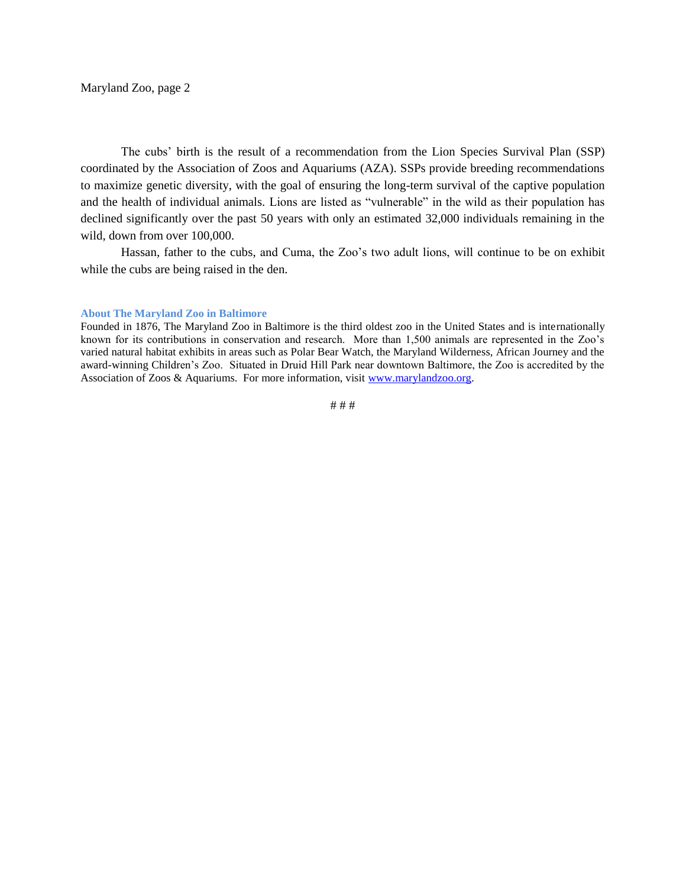The cubs' birth is the result of a recommendation from the Lion Species Survival Plan (SSP) coordinated by the Association of Zoos and Aquariums (AZA). SSPs provide breeding recommendations to maximize genetic diversity, with the goal of ensuring the long-term survival of the captive population and the health of individual animals. Lions are listed as "vulnerable" in the wild as their population has declined significantly over the past 50 years with only an estimated 32,000 individuals remaining in the wild, down from over 100,000.

Hassan, father to the cubs, and Cuma, the Zoo's two adult lions, will continue to be on exhibit while the cubs are being raised in the den.

**About The Maryland Zoo in Baltimore**

Founded in 1876, The Maryland Zoo in Baltimore is the third oldest zoo in the United States and is internationally known for its contributions in conservation and research. More than 1,500 animals are represented in the Zoo's varied natural habitat exhibits in areas such as Polar Bear Watch, the Maryland Wilderness, African Journey and the award-winning Children's Zoo. Situated in Druid Hill Park near downtown Baltimore, the Zoo is accredited by the Association of Zoos & Aquariums. For more information, visit [www.marylandzoo.org](http://www.marylandzoo.org).

# # #